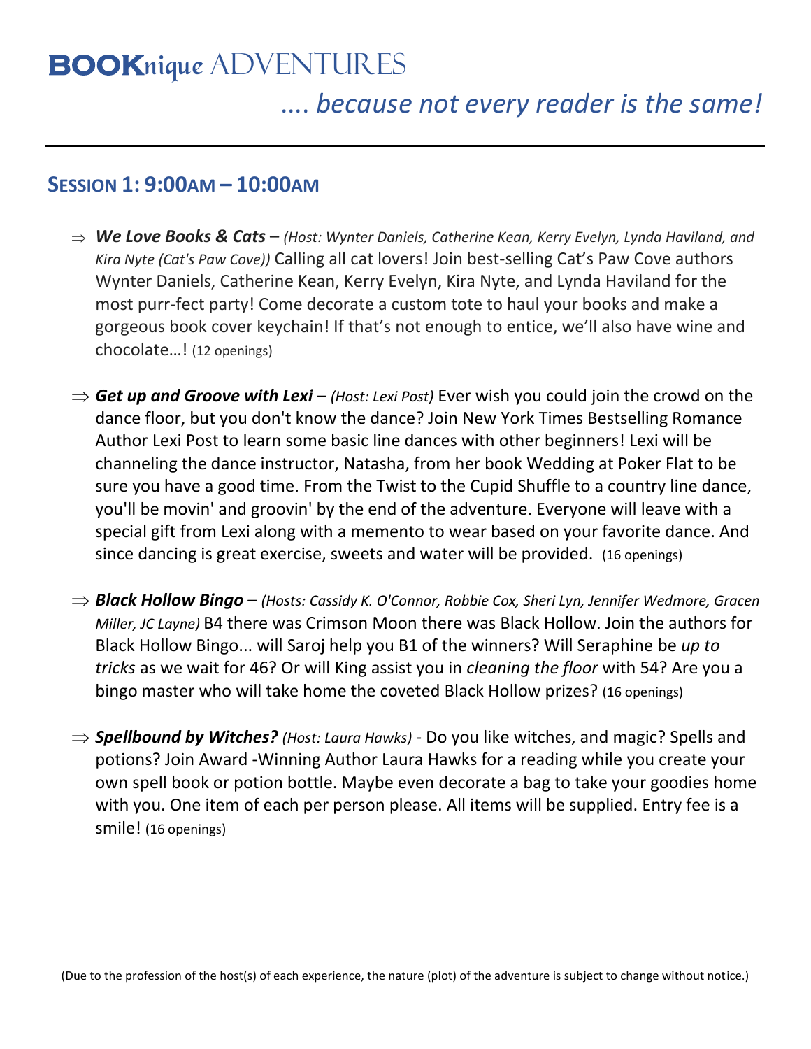# BOOKnique ADVENTURES

*.... because not every reader is the same!*

---

## SESSION 1: 9:00AM – 10:00AM

⇒ ***We Love Books & Cats*** – *(Host: Wynter Daniels, Catherine Kean, Kerry Evelyn, Lynda Haviland, and Kira Nyte (Cat's Paw Cove))* Calling all cat lovers! Join best-selling Cat's Paw Cove authors Wynter Daniels, Catherine Kean, Kerry Evelyn, Kira Nyte, and Lynda Haviland for the most purr-fect party! Come decorate a custom tote to haul your books and make a gorgeous book cover keychain! If that's not enough to entice, we'll also have wine and chocolate…! (12 openings)

⇒ ***Get up and Groove with Lexi*** – *(Host: Lexi Post)* Ever wish you could join the crowd on the dance floor, but you don't know the dance? Join New York Times Bestselling Romance Author Lexi Post to learn some basic line dances with other beginners! Lexi will be channeling the dance instructor, Natasha, from her book Wedding at Poker Flat to be sure you have a good time. From the Twist to the Cupid Shuffle to a country line dance, you'll be movin' and groovin' by the end of the adventure. Everyone will leave with a special gift from Lexi along with a memento to wear based on your favorite dance. And since dancing is great exercise, sweets and water will be provided. (16 openings)

⇒ ***Black Hollow Bingo*** – *(Hosts: Cassidy K. O'Connor, Robbie Cox, Sheri Lyn, Jennifer Wedmore, Gracen Miller, JC Layne)* B4 there was Crimson Moon there was Black Hollow. Join the authors for Black Hollow Bingo... will Saroj help you B1 of the winners? Will Seraphine be *up to tricks* as we wait for 46? Or will King assist you in *cleaning the floor* with 54? Are you a bingo master who will take home the coveted Black Hollow prizes? (16 openings)

⇒ ***Spellbound by Witches?*** *(Host: Laura Hawks)* - Do you like witches, and magic? Spells and potions? Join Award -Winning Author Laura Hawks for a reading while you create your own spell book or potion bottle. Maybe even decorate a bag to take your goodies home with you. One item of each per person please. All items will be supplied. Entry fee is a smile! (16 openings)

(Due to the profession of the host(s) of each experience, the nature (plot) of the adventure is subject to change without notice.)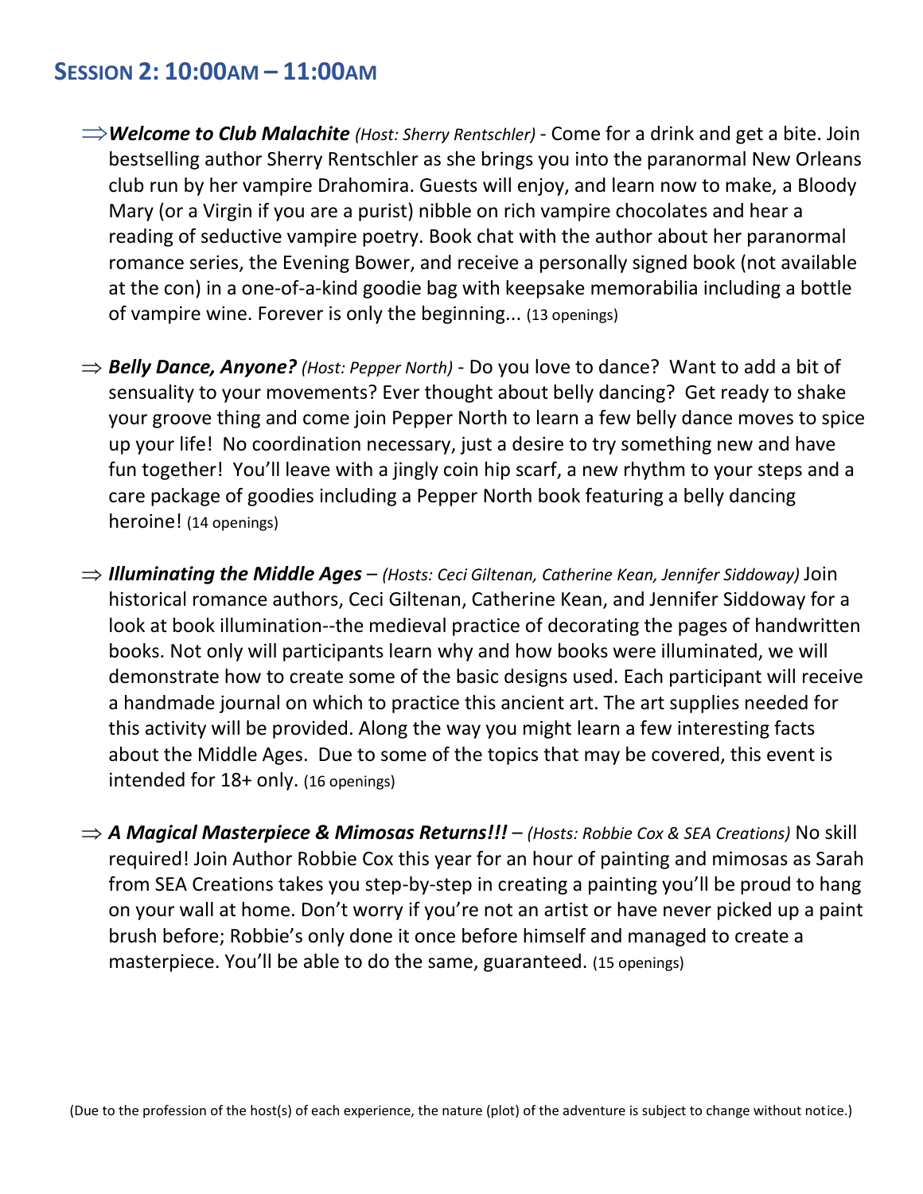## SESSION 2: 10:00AM – 11:00AM

- ⇒***Welcome to Club Malachite*** *(Host: Sherry Rentschler)* - Come for a drink and get a bite. Join bestselling author Sherry Rentschler as she brings you into the paranormal New Orleans club run by her vampire Drahomira. Guests will enjoy, and learn now to make, a Bloody Mary (or a Virgin if you are a purist) nibble on rich vampire chocolates and hear a reading of seductive vampire poetry. Book chat with the author about her paranormal romance series, the Evening Bower, and receive a personally signed book (not available at the con) in a one-of-a-kind goodie bag with keepsake memorabilia including a bottle of vampire wine. Forever is only the beginning... (13 openings)

- ⇒ ***Belly Dance, Anyone?*** *(Host: Pepper North)* - Do you love to dance? Want to add a bit of sensuality to your movements? Ever thought about belly dancing? Get ready to shake your groove thing and come join Pepper North to learn a few belly dance moves to spice up your life! No coordination necessary, just a desire to try something new and have fun together! You'll leave with a jingly coin hip scarf, a new rhythm to your steps and a care package of goodies including a Pepper North book featuring a belly dancing heroine! (14 openings)

- ⇒ ***Illuminating the Middle Ages*** – *(Hosts: Ceci Giltenan, Catherine Kean, Jennifer Siddoway)* Join historical romance authors, Ceci Giltenan, Catherine Kean, and Jennifer Siddoway for a look at book illumination--the medieval practice of decorating the pages of handwritten books. Not only will participants learn why and how books were illuminated, we will demonstrate how to create some of the basic designs used. Each participant will receive a handmade journal on which to practice this ancient art. The art supplies needed for this activity will be provided. Along the way you might learn a few interesting facts about the Middle Ages. Due to some of the topics that may be covered, this event is intended for 18+ only. (16 openings)

- ⇒ ***A Magical Masterpiece & Mimosas Returns!!!*** – *(Hosts: Robbie Cox & SEA Creations)* No skill required! Join Author Robbie Cox this year for an hour of painting and mimosas as Sarah from SEA Creations takes you step-by-step in creating a painting you'll be proud to hang on your wall at home. Don't worry if you're not an artist or have never picked up a paint brush before; Robbie's only done it once before himself and managed to create a masterpiece. You'll be able to do the same, guaranteed. (15 openings)

(Due to the profession of the host(s) of each experience, the nature (plot) of the adventure is subject to change without notice.)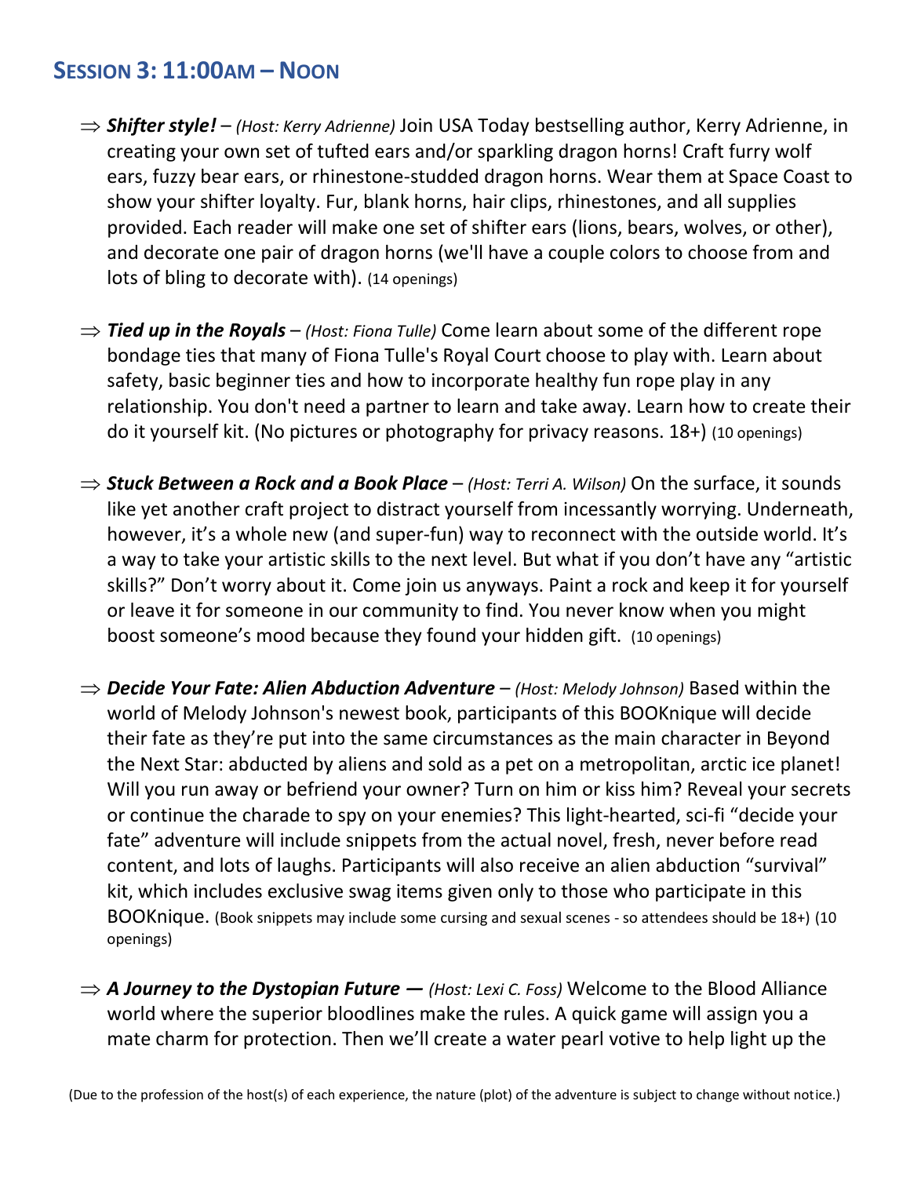## Session 3: 11:00am – Noon

- ⇒ ***Shifter style!*** – *(Host: Kerry Adrienne)* Join USA Today bestselling author, Kerry Adrienne, in creating your own set of tufted ears and/or sparkling dragon horns! Craft furry wolf ears, fuzzy bear ears, or rhinestone-studded dragon horns. Wear them at Space Coast to show your shifter loyalty. Fur, blank horns, hair clips, rhinestones, and all supplies provided. Each reader will make one set of shifter ears (lions, bears, wolves, or other), and decorate one pair of dragon horns (we'll have a couple colors to choose from and lots of bling to decorate with). (14 openings)

- ⇒ ***Tied up in the Royals*** – *(Host: Fiona Tulle)* Come learn about some of the different rope bondage ties that many of Fiona Tulle's Royal Court choose to play with. Learn about safety, basic beginner ties and how to incorporate healthy fun rope play in any relationship. You don't need a partner to learn and take away. Learn how to create their do it yourself kit. (No pictures or photography for privacy reasons. 18+) (10 openings)

- ⇒ ***Stuck Between a Rock and a Book Place*** – *(Host: Terri A. Wilson)* On the surface, it sounds like yet another craft project to distract yourself from incessantly worrying. Underneath, however, it's a whole new (and super-fun) way to reconnect with the outside world. It's a way to take your artistic skills to the next level. But what if you don't have any "artistic skills?" Don't worry about it. Come join us anyways. Paint a rock and keep it for yourself or leave it for someone in our community to find. You never know when you might boost someone's mood because they found your hidden gift. (10 openings)

- ⇒ ***Decide Your Fate: Alien Abduction Adventure*** – *(Host: Melody Johnson)* Based within the world of Melody Johnson's newest book, participants of this BOOKnique will decide their fate as they're put into the same circumstances as the main character in Beyond the Next Star: abducted by aliens and sold as a pet on a metropolitan, arctic ice planet! Will you run away or befriend your owner? Turn on him or kiss him? Reveal your secrets or continue the charade to spy on your enemies? This light-hearted, sci-fi "decide your fate" adventure will include snippets from the actual novel, fresh, never before read content, and lots of laughs. Participants will also receive an alien abduction "survival" kit, which includes exclusive swag items given only to those who participate in this BOOKnique. (Book snippets may include some cursing and sexual scenes - so attendees should be 18+) (10 openings)

- ⇒ ***A Journey to the Dystopian Future*** — *(Host: Lexi C. Foss)* Welcome to the Blood Alliance world where the superior bloodlines make the rules. A quick game will assign you a mate charm for protection. Then we'll create a water pearl votive to help light up the

(Due to the profession of the host(s) of each experience, the nature (plot) of the adventure is subject to change without notice.)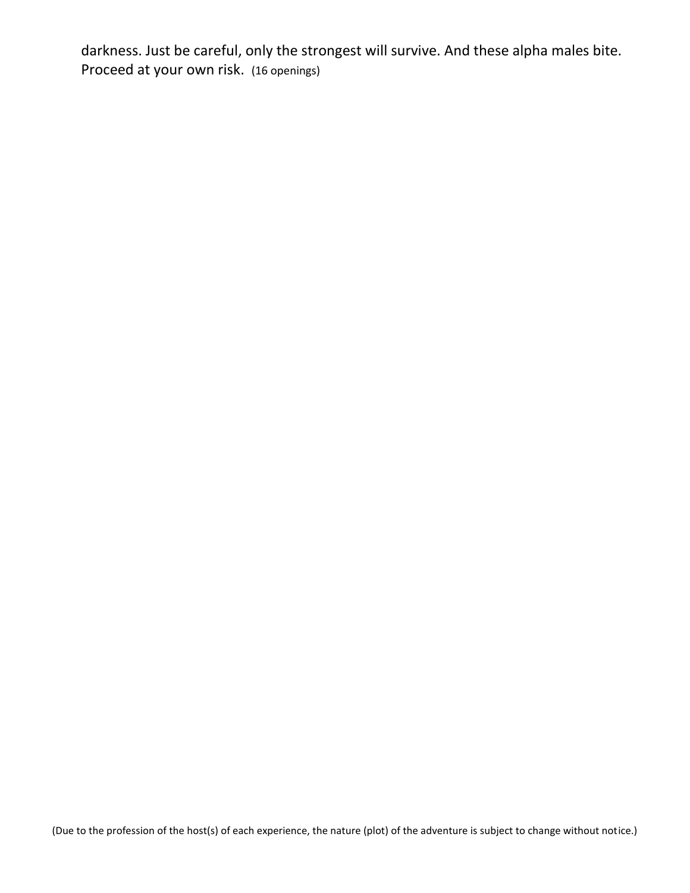darkness. Just be careful, only the strongest will survive. And these alpha males bite. Proceed at your own risk. (16 openings)

(Due to the profession of the host(s) of each experience, the nature (plot) of the adventure is subject to change without notice.)